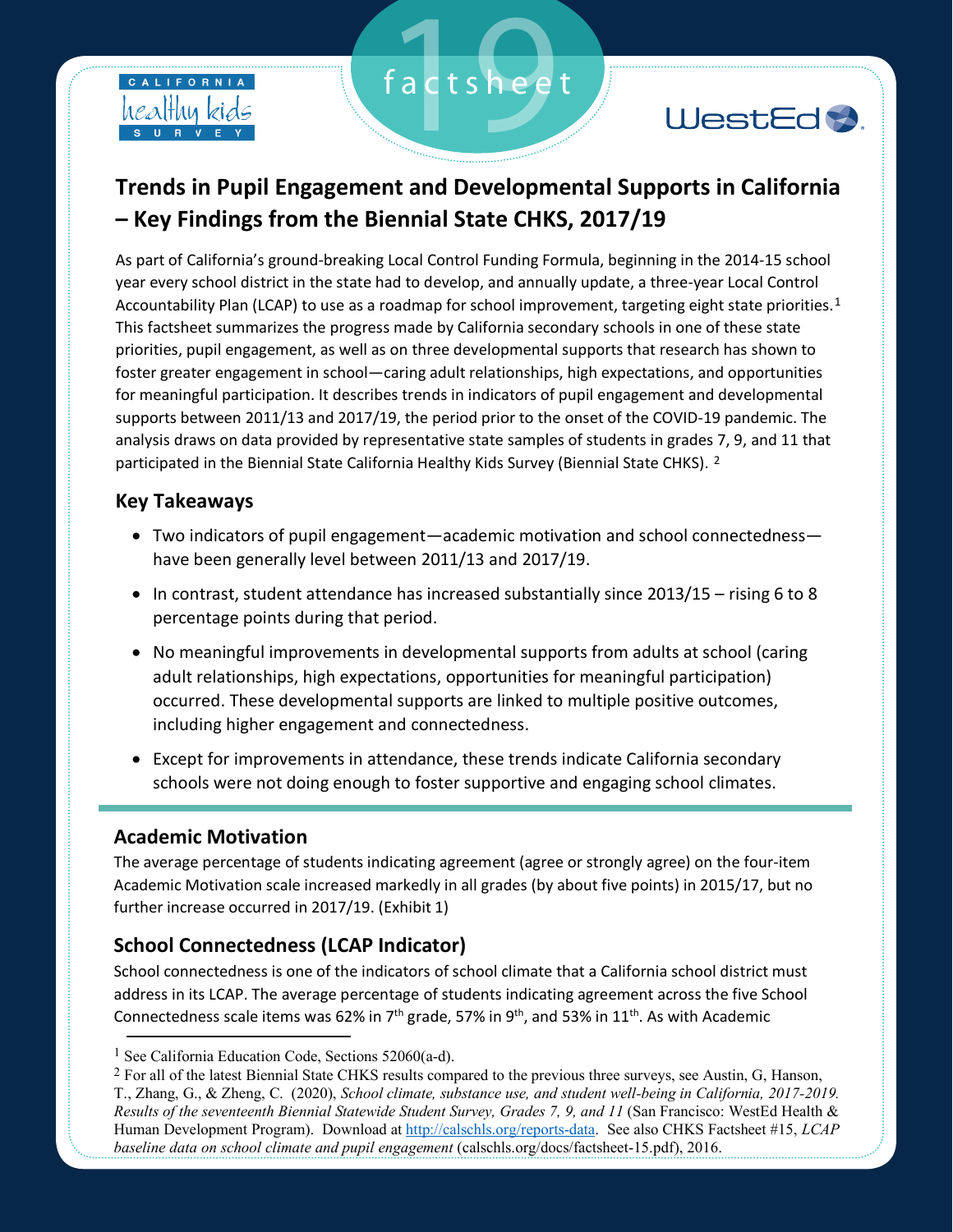California Healthy Kids Survey

factsheet 19

WestEd

# Trends in Pupil Engagement and Developmental Supports in California – Key Findings from the Biennial State CHKS, 2017/19

As part of California's ground-breaking Local Control Funding Formula, beginning in the 2014-15 school year every school district in the state had to develop, and annually update, a three-year Local Control Accountability Plan (LCAP) to use as a roadmap for school improvement, targeting eight state priorities.[1] This factsheet summarizes the progress made by California secondary schools in one of these state priorities, pupil engagement, as well as on three developmental supports that research has shown to foster greater engagement in school—caring adult relationships, high expectations, and opportunities for meaningful participation. It describes trends in indicators of pupil engagement and developmental supports between 2011/13 and 2017/19, the period prior to the onset of the COVID-19 pandemic. The analysis draws on data provided by representative state samples of students in grades 7, 9, and 11 that participated in the Biennial State California Healthy Kids Survey (Biennial State CHKS). [2]

## Key Takeaways

- Two indicators of pupil engagement—academic motivation and school connectedness—have been generally level between 2011/13 and 2017/19.
- In contrast, student attendance has increased substantially since 2013/15 – rising 6 to 8 percentage points during that period.
- No meaningful improvements in developmental supports from adults at school (caring adult relationships, high expectations, opportunities for meaningful participation) occurred. These developmental supports are linked to multiple positive outcomes, including higher engagement and connectedness.
- Except for improvements in attendance, these trends indicate California secondary schools were not doing enough to foster supportive and engaging school climates.

## Academic Motivation

The average percentage of students indicating agreement (agree or strongly agree) on the four-item Academic Motivation scale increased markedly in all grades (by about five points) in 2015/17, but no further increase occurred in 2017/19. (Exhibit 1)

## School Connectedness (LCAP Indicator)

School connectedness is one of the indicators of school climate that a California school district must address in its LCAP. The average percentage of students indicating agreement across the five School Connectedness scale items was 62% in 7th grade, 57% in 9th, and 53% in 11th. As with Academic

---

[1] See California Education Code, Sections 52060(a-d).

[2] For all of the latest Biennial State CHKS results compared to the previous three surveys, see Austin, G, Hanson, T., Zhang, G., & Zheng, C. (2020), *School climate, substance use, and student well-being in California, 2017-2019. Results of the seventeenth Biennial Statewide Student Survey, Grades 7, 9, and 11* (San Francisco: WestEd Health & Human Development Program). Download at http://calschls.org/reports-data. See also CHKS Factsheet #15, *LCAP baseline data on school climate and pupil engagement* (calschls.org/docs/factsheet-15.pdf), 2016.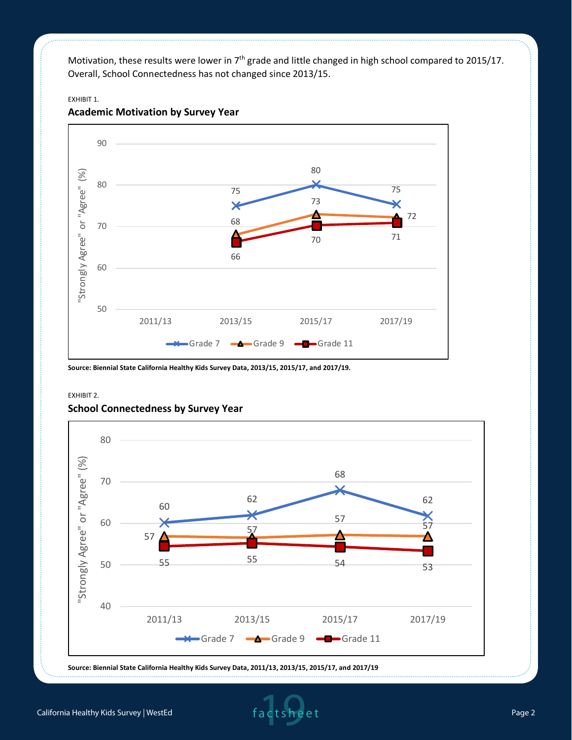Motivation, these results were lower in 7th grade and little changed in high school compared to 2015/17. Overall, School Connectedness has not changed since 2013/15.

EXHIBIT 1.

### Academic Motivation by Survey Year

| Survey Year | Grade 7 | Grade 9 | Grade 11 |
|---|---|---|---|
| 2011/13 | | | |
| 2013/15 | 75 | 68 | 66 |
| 2015/17 | 80 | 73 | 70 |
| 2017/19 | 75 | 72 | 71 |

**Source: Biennial State California Healthy Kids Survey Data, 2013/15, 2015/17, and 2017/19.**

EXHIBIT 2.

### School Connectedness by Survey Year

| Survey Year | Grade 7 | Grade 9 | Grade 11 |
|---|---|---|---|
| 2011/13 | 60 | 57 | 55 |
| 2013/15 | 62 | 57 | 55 |
| 2015/17 | 68 | 57 | 54 |
| 2017/19 | 62 | 57 | 53 |

**Source: Biennial State California Healthy Kids Survey Data, 2011/13, 2013/15, 2015/17, and 2017/19**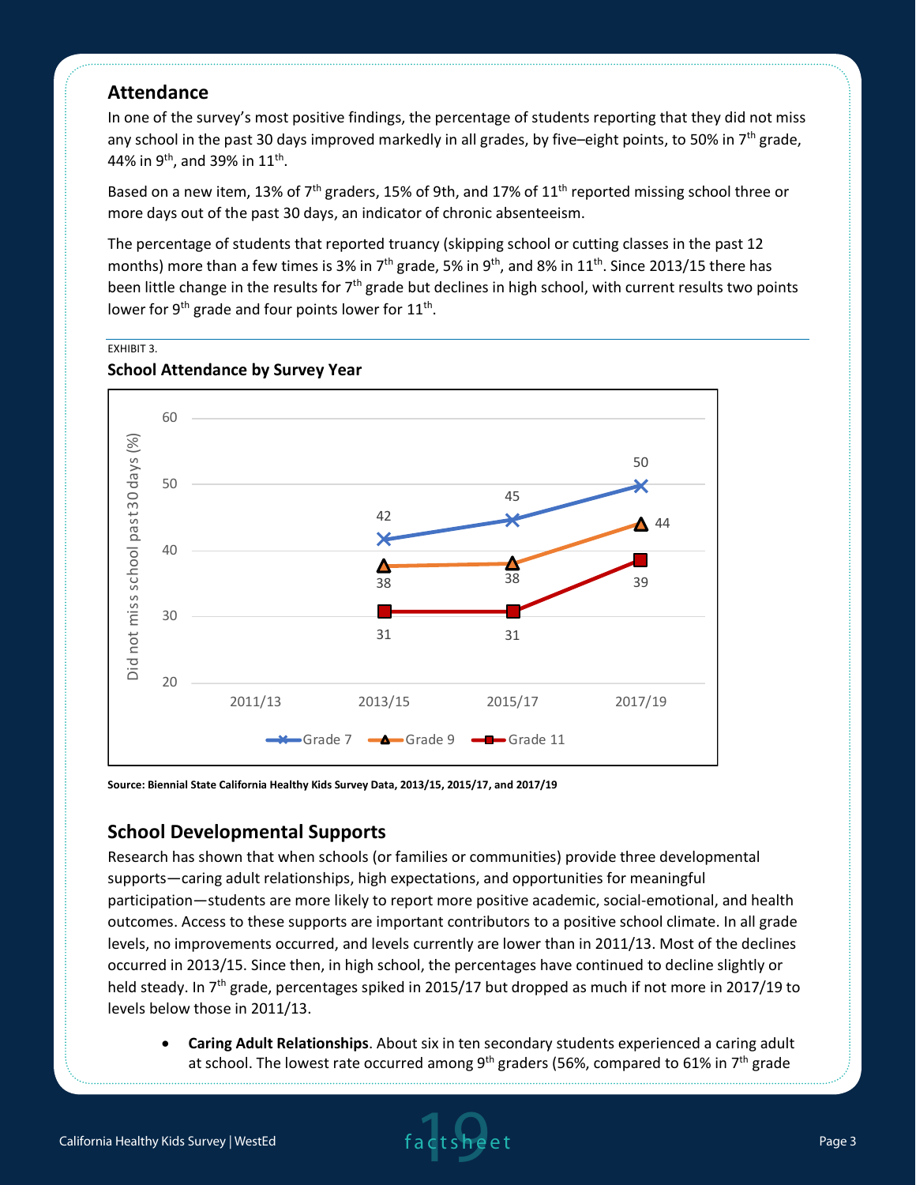## Attendance

In one of the survey's most positive findings, the percentage of students reporting that they did not miss any school in the past 30 days improved markedly in all grades, by five–eight points, to 50% in 7th grade, 44% in 9th, and 39% in 11th.

Based on a new item, 13% of 7th graders, 15% of 9th, and 17% of 11th reported missing school three or more days out of the past 30 days, an indicator of chronic absenteeism.

The percentage of students that reported truancy (skipping school or cutting classes in the past 12 months) more than a few times is 3% in 7th grade, 5% in 9th, and 8% in 11th. Since 2013/15 there has been little change in the results for 7th grade but declines in high school, with current results two points lower for 9th grade and four points lower for 11th.

EXHIBIT 3.

**School Attendance by Survey Year**

Did not miss school past 30 days (%)

| | 2011/13 | 2013/15 | 2015/17 | 2017/19 |
|---|---|---|---|---|
| Grade 7 | | 42 | 45 | 50 |
| Grade 9 | | 38 | 38 | 44 |
| Grade 11 | | 31 | 31 | 39 |

**Source: Biennial State California Healthy Kids Survey Data, 2013/15, 2015/17, and 2017/19**

## School Developmental Supports

Research has shown that when schools (or families or communities) provide three developmental supports—caring adult relationships, high expectations, and opportunities for meaningful participation—students are more likely to report more positive academic, social-emotional, and health outcomes. Access to these supports are important contributors to a positive school climate. In all grade levels, no improvements occurred, and levels currently are lower than in 2011/13. Most of the declines occurred in 2013/15. Since then, in high school, the percentages have continued to decline slightly or held steady. In 7th grade, percentages spiked in 2015/17 but dropped as much if not more in 2017/19 to levels below those in 2011/13.

- **Caring Adult Relationships**. About six in ten secondary students experienced a caring adult at school. The lowest rate occurred among 9th graders (56%, compared to 61% in 7th grade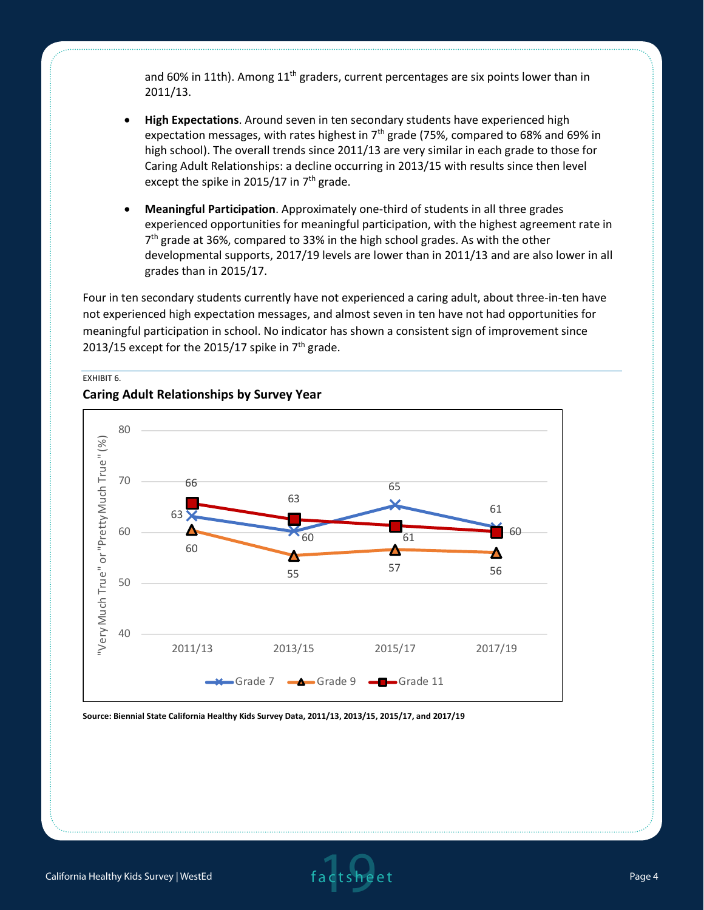and 60% in 11th). Among 11th graders, current percentages are six points lower than in 2011/13.

- **High Expectations**. Around seven in ten secondary students have experienced high expectation messages, with rates highest in 7th grade (75%, compared to 68% and 69% in high school). The overall trends since 2011/13 are very similar in each grade to those for Caring Adult Relationships: a decline occurring in 2013/15 with results since then level except the spike in 2015/17 in 7th grade.

- **Meaningful Participation**. Approximately one-third of students in all three grades experienced opportunities for meaningful participation, with the highest agreement rate in 7th grade at 36%, compared to 33% in the high school grades. As with the other developmental supports, 2017/19 levels are lower than in 2011/13 and are also lower in all grades than in 2015/17.

Four in ten secondary students currently have not experienced a caring adult, about three-in-ten have not experienced high expectation messages, and almost seven in ten have not had opportunities for meaningful participation in school. No indicator has shown a consistent sign of improvement since 2013/15 except for the 2015/17 spike in 7th grade.

EXHIBIT 6.

**Caring Adult Relationships by Survey Year**

"Very Much True" or "Pretty Much True" (%)

| | 2011/13 | 2013/15 | 2015/17 | 2017/19 |
|---|---|---|---|---|
| Grade 7 | 63 | 60 | 65 | 61 |
| Grade 9 | 60 | 55 | 57 | 56 |
| Grade 11 | 66 | 63 | 61 | 60 |

**Source: Biennial State California Healthy Kids Survey Data, 2011/13, 2013/15, 2015/17, and 2017/19**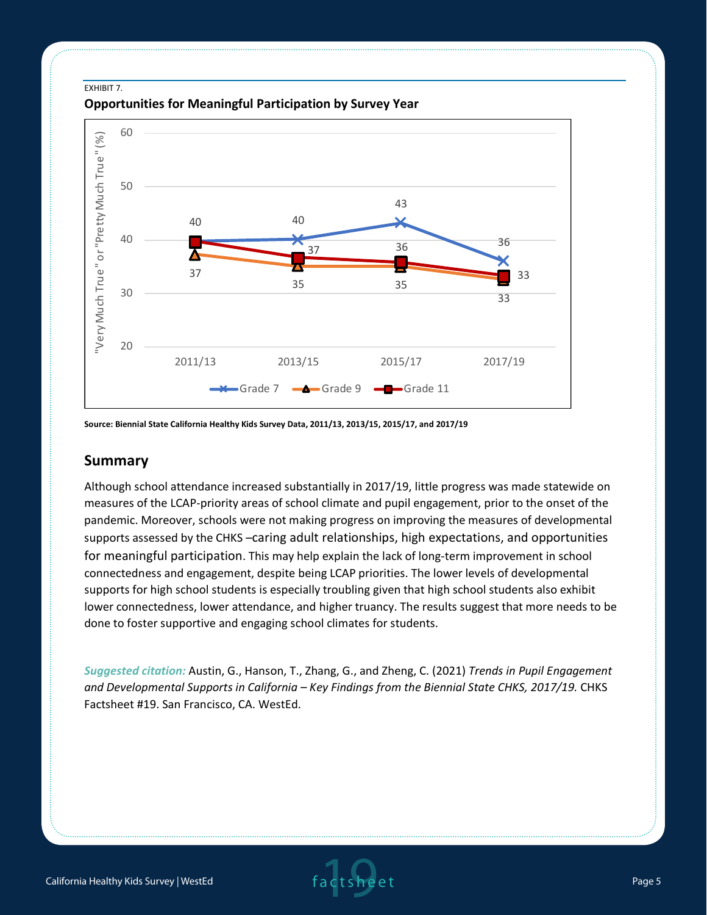EXHIBIT 7.

**Opportunities for Meaningful Participation by Survey Year**

| | 2011/13 | 2013/15 | 2015/17 | 2017/19 |
|---|---|---|---|---|
| Grade 7 | 40 | 40 | 43 | 36 |
| Grade 9 | 37 | 35 | 35 | 33 |
| Grade 11 | 40 | 37 | 36 | 33 |

"Very Much True" or "Pretty Much True" (%)

**Source: Biennial State California Healthy Kids Survey Data, 2011/13, 2013/15, 2015/17, and 2017/19**

## Summary

Although school attendance increased substantially in 2017/19, little progress was made statewide on measures of the LCAP-priority areas of school climate and pupil engagement, prior to the onset of the pandemic. Moreover, schools were not making progress on improving the measures of developmental supports assessed by the CHKS –caring adult relationships, high expectations, and opportunities for meaningful participation. This may help explain the lack of long-term improvement in school connectedness and engagement, despite being LCAP priorities. The lower levels of developmental supports for high school students is especially troubling given that high school students also exhibit lower connectedness, lower attendance, and higher truancy. The results suggest that more needs to be done to foster supportive and engaging school climates for students.

***Suggested citation:*** Austin, G., Hanson, T., Zhang, G., and Zheng, C. (2021) *Trends in Pupil Engagement and Developmental Supports in California – Key Findings from the Biennial State CHKS, 2017/19.* CHKS Factsheet #19. San Francisco, CA. WestEd.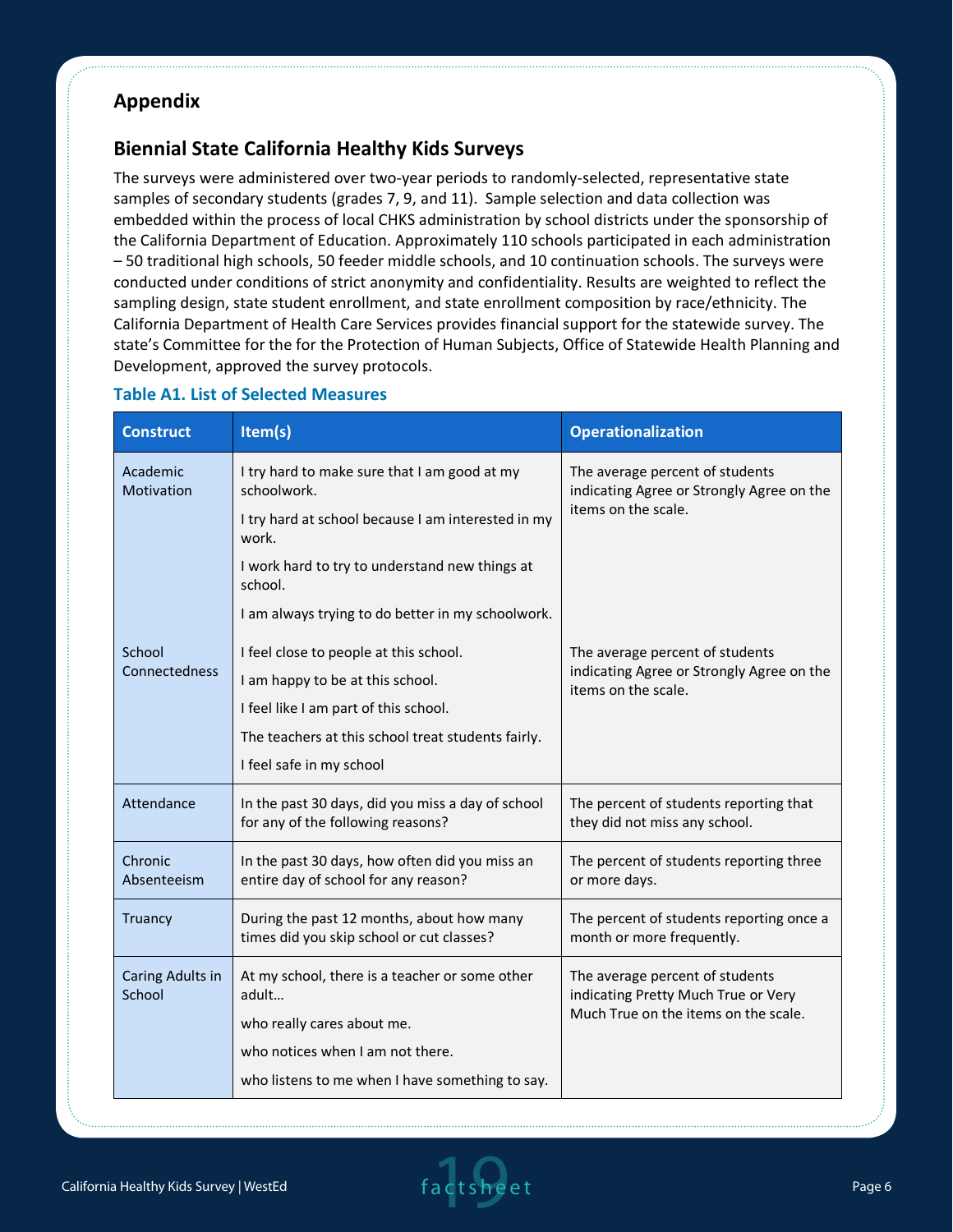## Appendix

### Biennial State California Healthy Kids Surveys

The surveys were administered over two-year periods to randomly-selected, representative state samples of secondary students (grades 7, 9, and 11). Sample selection and data collection was embedded within the process of local CHKS administration by school districts under the sponsorship of the California Department of Education. Approximately 110 schools participated in each administration – 50 traditional high schools, 50 feeder middle schools, and 10 continuation schools. The surveys were conducted under conditions of strict anonymity and confidentiality. Results are weighted to reflect the sampling design, state student enrollment, and state enrollment composition by race/ethnicity. The California Department of Health Care Services provides financial support for the statewide survey. The state's Committee for the for the Protection of Human Subjects, Office of Statewide Health Planning and Development, approved the survey protocols.

**Table A1. List of Selected Measures**

| Construct | Item(s) | Operationalization |
|---|---|---|
| Academic Motivation | I try hard to make sure that I am good at my schoolwork.<br>I try hard at school because I am interested in my work.<br>I work hard to try to understand new things at school.<br>I am always trying to do better in my schoolwork. | The average percent of students indicating Agree or Strongly Agree on the items on the scale. |
| School Connectedness | I feel close to people at this school.<br>I am happy to be at this school.<br>I feel like I am part of this school.<br>The teachers at this school treat students fairly.<br>I feel safe in my school | The average percent of students indicating Agree or Strongly Agree on the items on the scale. |
| Attendance | In the past 30 days, did you miss a day of school for any of the following reasons? | The percent of students reporting that they did not miss any school. |
| Chronic Absenteeism | In the past 30 days, how often did you miss an entire day of school for any reason? | The percent of students reporting three or more days. |
| Truancy | During the past 12 months, about how many times did you skip school or cut classes? | The percent of students reporting once a month or more frequently. |
| Caring Adults in School | At my school, there is a teacher or some other adult…<br>who really cares about me.<br>who notices when I am not there.<br>who listens to me when I have something to say. | The average percent of students indicating Pretty Much True or Very Much True on the items on the scale. |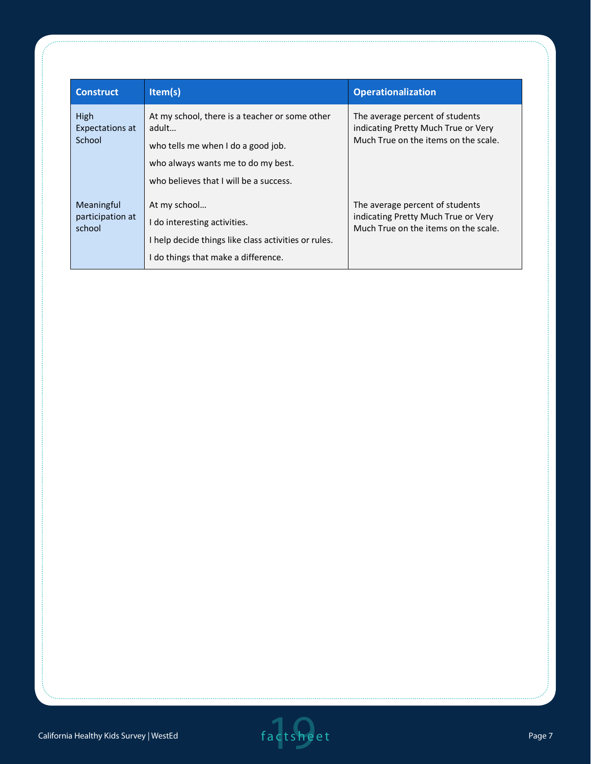| Construct | Item(s) | Operationalization |
|---|---|---|
| High Expectations at School | At my school, there is a teacher or some other adult… who tells me when I do a good job. who always wants me to do my best. who believes that I will be a success. | The average percent of students indicating Pretty Much True or Very Much True on the items on the scale. |
| Meaningful participation at school | At my school… I do interesting activities. I help decide things like class activities or rules. I do things that make a difference. | The average percent of students indicating Pretty Much True or Very Much True on the items on the scale. |